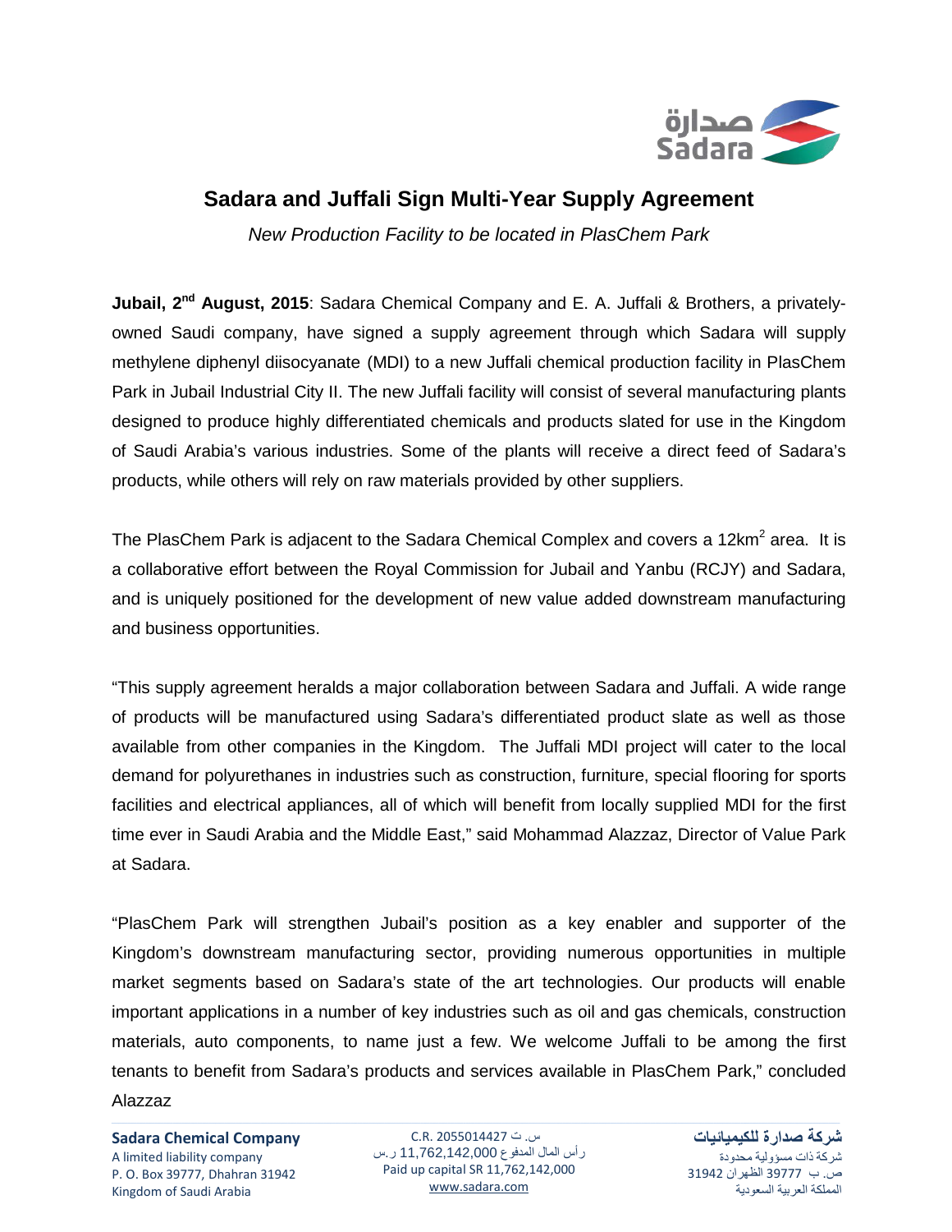# Sadara and Juffali Sign Multi-Year Supply Agreement

*New Production Facility to be located in PlasChem Park*

**Jubail, 2nd August, 2015**: Sadara Chemical Company and E. A. Juffali & Brothers, a privately-owned Saudi company, have signed a supply agreement through which Sadara will supply methylene diphenyl diisocyanate (MDI) to a new Juffali chemical production facility in PlasChem Park in Jubail Industrial City II. The new Juffali facility will consist of several manufacturing plants designed to produce highly differentiated chemicals and products slated for use in the Kingdom of Saudi Arabia's various industries. Some of the plants will receive a direct feed of Sadara's products, while others will rely on raw materials provided by other suppliers.

The PlasChem Park is adjacent to the Sadara Chemical Complex and covers a 12km$^2$ area. It is a collaborative effort between the Royal Commission for Jubail and Yanbu (RCJY) and Sadara, and is uniquely positioned for the development of new value added downstream manufacturing and business opportunities.

"This supply agreement heralds a major collaboration between Sadara and Juffali. A wide range of products will be manufactured using Sadara's differentiated product slate as well as those available from other companies in the Kingdom. The Juffali MDI project will cater to the local demand for polyurethanes in industries such as construction, furniture, special flooring for sports facilities and electrical appliances, all of which will benefit from locally supplied MDI for the first time ever in Saudi Arabia and the Middle East," said Mohammad Alazzaz, Director of Value Park at Sadara.

"PlasChem Park will strengthen Jubail's position as a key enabler and supporter of the Kingdom's downstream manufacturing sector, providing numerous opportunities in multiple market segments based on Sadara's state of the art technologies. Our products will enable important applications in a number of key industries such as oil and gas chemicals, construction materials, auto components, to name just a few. We welcome Juffali to be among the first tenants to benefit from Sadara's products and services available in PlasChem Park," concluded Alazzaz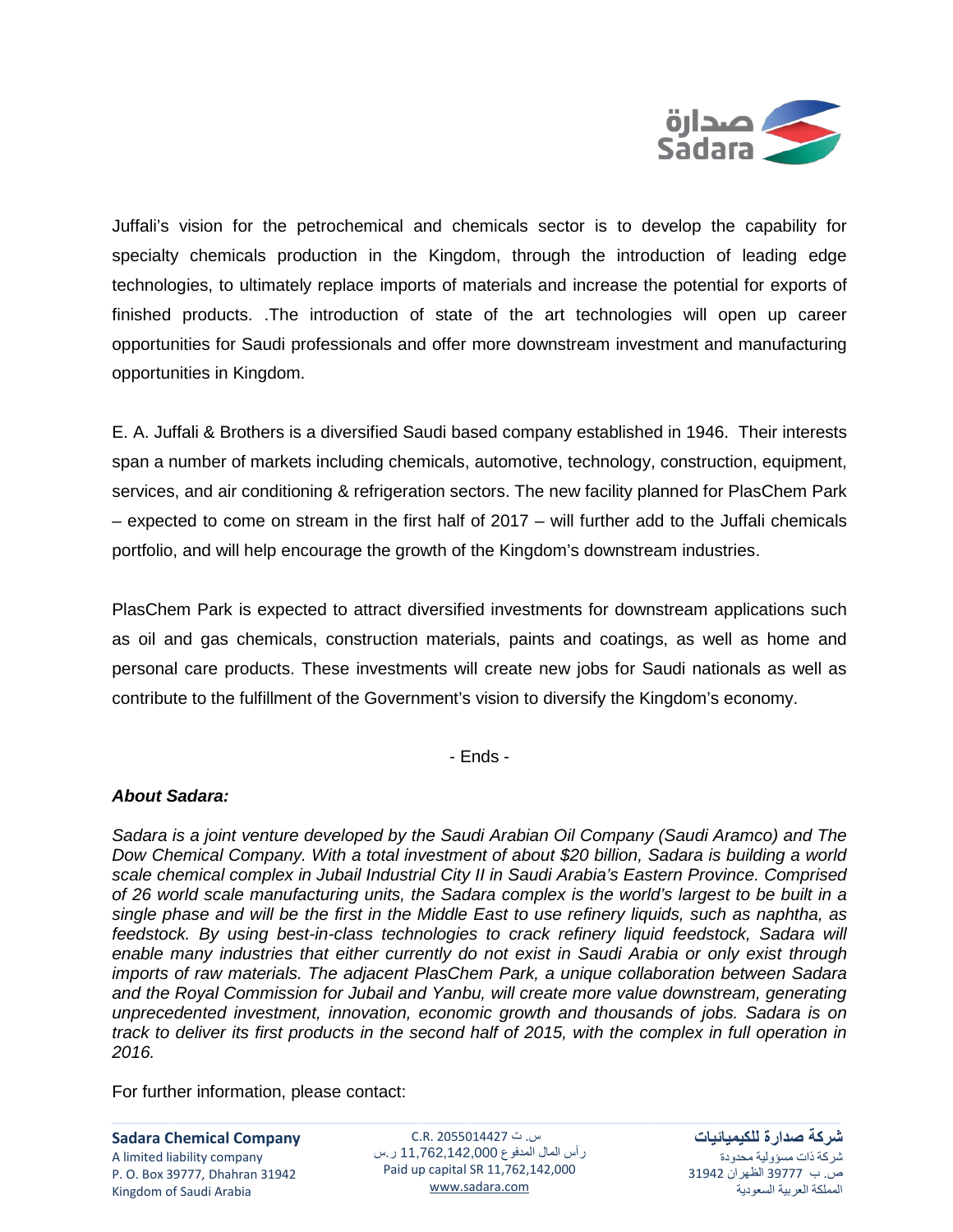Juffali's vision for the petrochemical and chemicals sector is to develop the capability for specialty chemicals production in the Kingdom, through the introduction of leading edge technologies, to ultimately replace imports of materials and increase the potential for exports of finished products. .The introduction of state of the art technologies will open up career opportunities for Saudi professionals and offer more downstream investment and manufacturing opportunities in Kingdom.

E. A. Juffali & Brothers is a diversified Saudi based company established in 1946. Their interests span a number of markets including chemicals, automotive, technology, construction, equipment, services, and air conditioning & refrigeration sectors. The new facility planned for PlasChem Park – expected to come on stream in the first half of 2017 – will further add to the Juffali chemicals portfolio, and will help encourage the growth of the Kingdom's downstream industries.

PlasChem Park is expected to attract diversified investments for downstream applications such as oil and gas chemicals, construction materials, paints and coatings, as well as home and personal care products. These investments will create new jobs for Saudi nationals as well as contribute to the fulfillment of the Government's vision to diversify the Kingdom's economy.

- Ends -

***About Sadara:***

*Sadara is a joint venture developed by the Saudi Arabian Oil Company (Saudi Aramco) and The Dow Chemical Company. With a total investment of about $20 billion, Sadara is building a world scale chemical complex in Jubail Industrial City II in Saudi Arabia's Eastern Province. Comprised of 26 world scale manufacturing units, the Sadara complex is the world's largest to be built in a single phase and will be the first in the Middle East to use refinery liquids, such as naphtha, as feedstock. By using best-in-class technologies to crack refinery liquid feedstock, Sadara will enable many industries that either currently do not exist in Saudi Arabia or only exist through imports of raw materials. The adjacent PlasChem Park, a unique collaboration between Sadara and the Royal Commission for Jubail and Yanbu, will create more value downstream, generating unprecedented investment, innovation, economic growth and thousands of jobs. Sadara is on track to deliver its first products in the second half of 2015, with the complex in full operation in 2016.*

For further information, please contact: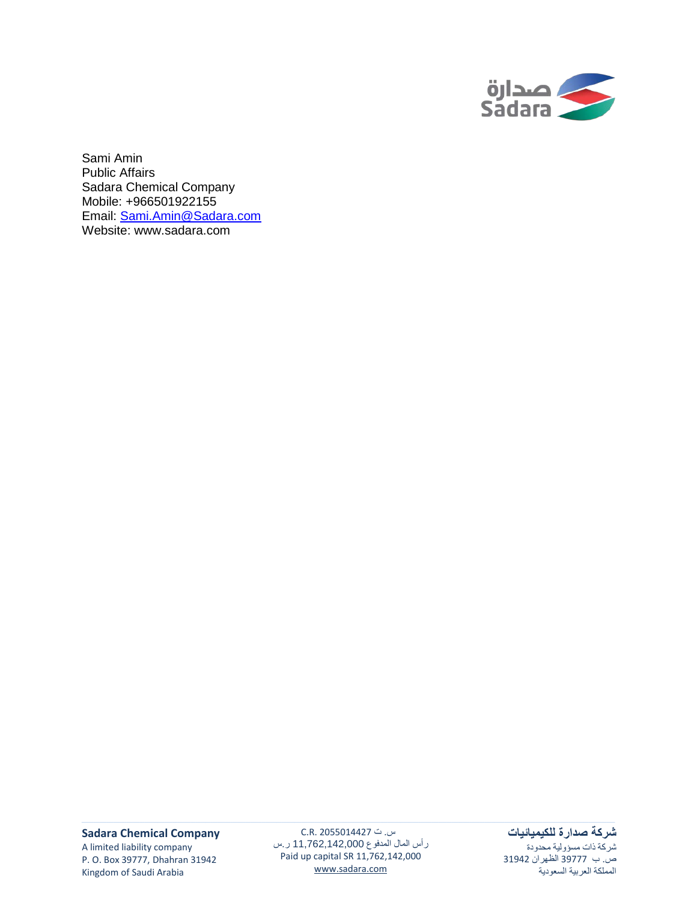Sami Amin
Public Affairs
Sadara Chemical Company
Mobile: +966501922155
Email: Sami.Amin@Sadara.com
Website: www.sadara.com